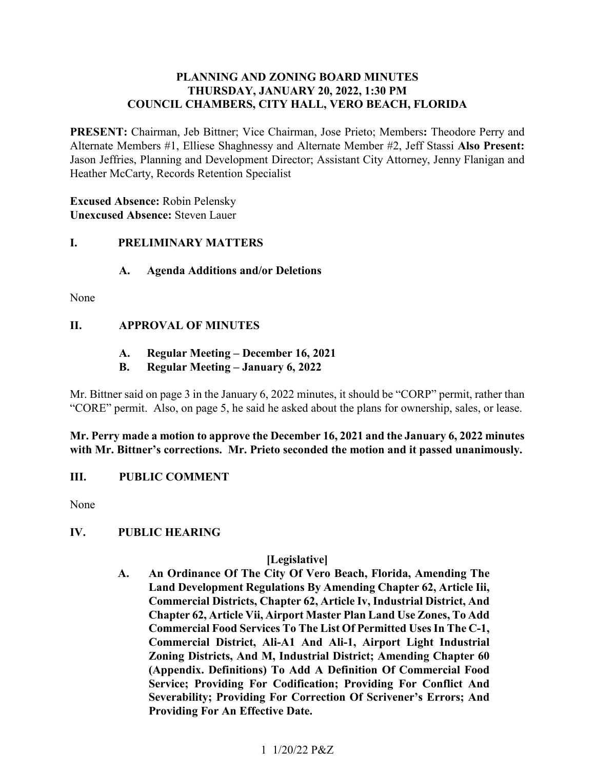# PLANNING AND ZONING BOARD MINUTES
## THURSDAY, JANUARY 20, 2022, 1:30 PM
## COUNCIL CHAMBERS, CITY HALL, VERO BEACH, FLORIDA

**PRESENT:** Chairman, Jeb Bittner; Vice Chairman, Jose Prieto; Members**:** Theodore Perry and Alternate Members #1, Elliese Shaghnessy and Alternate Member #2, Jeff Stassi **Also Present:** Jason Jeffries, Planning and Development Director; Assistant City Attorney, Jenny Flanigan and Heather McCarty, Records Retention Specialist

**Excused Absence:** Robin Pelensky
**Unexcused Absence:** Steven Lauer

## I. PRELIMINARY MATTERS

### A. Agenda Additions and/or Deletions

None

## II. APPROVAL OF MINUTES

### A. Regular Meeting – December 16, 2021
### B. Regular Meeting – January 6, 2022

Mr. Bittner said on page 3 in the January 6, 2022 minutes, it should be "CORP" permit, rather than "CORE" permit. Also, on page 5, he said he asked about the plans for ownership, sales, or lease.

**Mr. Perry made a motion to approve the December 16, 2021 and the January 6, 2022 minutes with Mr. Bittner's corrections. Mr. Prieto seconded the motion and it passed unanimously.**

## III. PUBLIC COMMENT

None

## IV. PUBLIC HEARING

**[Legislative]**

**A. An Ordinance Of The City Of Vero Beach, Florida, Amending The Land Development Regulations By Amending Chapter 62, Article Iii, Commercial Districts, Chapter 62, Article Iv, Industrial District, And Chapter 62, Article Vii, Airport Master Plan Land Use Zones, To Add Commercial Food Services To The List Of Permitted Uses In The C-1, Commercial District, Ali-A1 And Ali-1, Airport Light Industrial Zoning Districts, And M, Industrial District; Amending Chapter 60 (Appendix. Definitions) To Add A Definition Of Commercial Food Service; Providing For Codification; Providing For Conflict And Severability; Providing For Correction Of Scrivener's Errors; And Providing For An Effective Date.**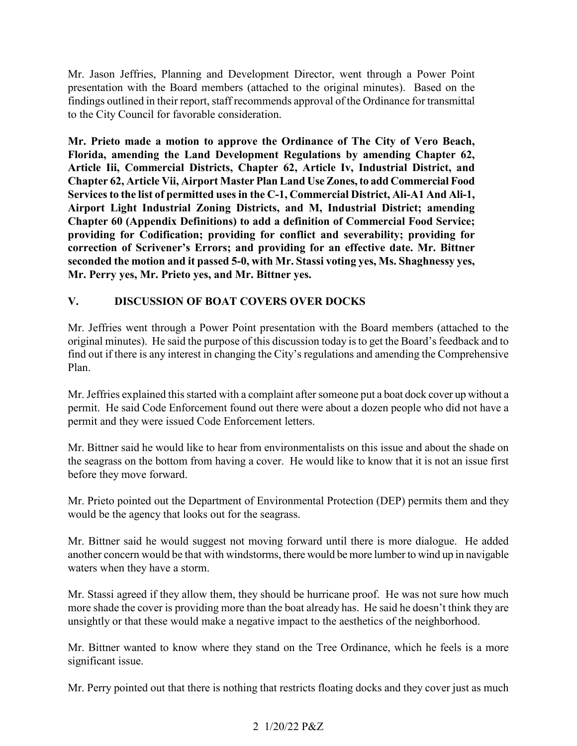Mr. Jason Jeffries, Planning and Development Director, went through a Power Point presentation with the Board members (attached to the original minutes). Based on the findings outlined in their report, staff recommends approval of the Ordinance for transmittal to the City Council for favorable consideration.

**Mr. Prieto made a motion to approve the Ordinance of The City of Vero Beach, Florida, amending the Land Development Regulations by amending Chapter 62, Article Iii, Commercial Districts, Chapter 62, Article Iv, Industrial District, and Chapter 62, Article Vii, Airport Master Plan Land Use Zones, to add Commercial Food Services to the list of permitted uses in the C-1, Commercial District, Ali-A1 And Ali-1, Airport Light Industrial Zoning Districts, and M, Industrial District; amending Chapter 60 (Appendix Definitions) to add a definition of Commercial Food Service; providing for Codification; providing for conflict and severability; providing for correction of Scrivener's Errors; and providing for an effective date. Mr. Bittner seconded the motion and it passed 5-0, with Mr. Stassi voting yes, Ms. Shaghnessy yes, Mr. Perry yes, Mr. Prieto yes, and Mr. Bittner yes.**

## V. DISCUSSION OF BOAT COVERS OVER DOCKS

Mr. Jeffries went through a Power Point presentation with the Board members (attached to the original minutes). He said the purpose of this discussion today is to get the Board's feedback and to find out if there is any interest in changing the City's regulations and amending the Comprehensive Plan.

Mr. Jeffries explained this started with a complaint after someone put a boat dock cover up without a permit. He said Code Enforcement found out there were about a dozen people who did not have a permit and they were issued Code Enforcement letters.

Mr. Bittner said he would like to hear from environmentalists on this issue and about the shade on the seagrass on the bottom from having a cover. He would like to know that it is not an issue first before they move forward.

Mr. Prieto pointed out the Department of Environmental Protection (DEP) permits them and they would be the agency that looks out for the seagrass.

Mr. Bittner said he would suggest not moving forward until there is more dialogue. He added another concern would be that with windstorms, there would be more lumber to wind up in navigable waters when they have a storm.

Mr. Stassi agreed if they allow them, they should be hurricane proof. He was not sure how much more shade the cover is providing more than the boat already has. He said he doesn't think they are unsightly or that these would make a negative impact to the aesthetics of the neighborhood.

Mr. Bittner wanted to know where they stand on the Tree Ordinance, which he feels is a more significant issue.

Mr. Perry pointed out that there is nothing that restricts floating docks and they cover just as much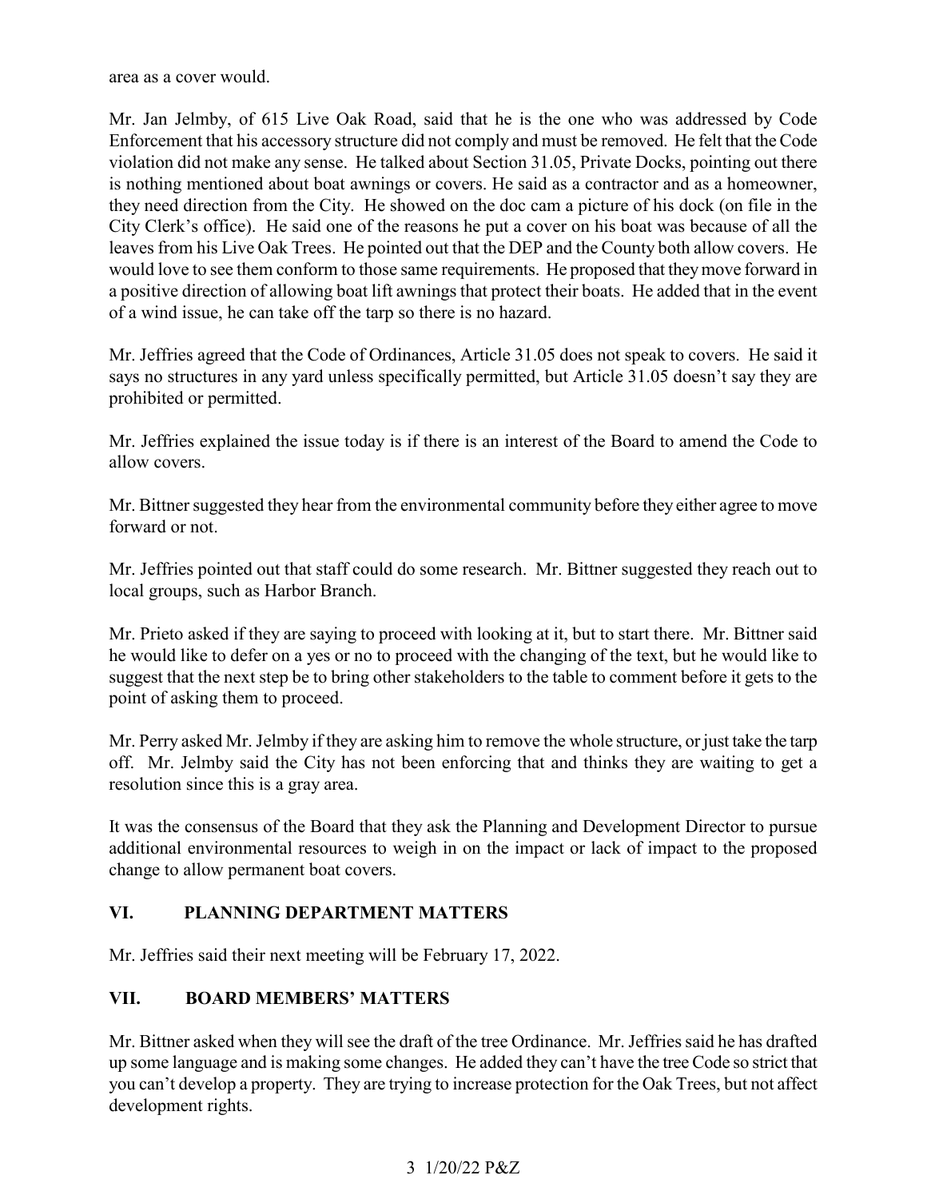area as a cover would.

Mr. Jan Jelmby, of 615 Live Oak Road, said that he is the one who was addressed by Code Enforcement that his accessory structure did not comply and must be removed. He felt that the Code violation did not make any sense. He talked about Section 31.05, Private Docks, pointing out there is nothing mentioned about boat awnings or covers. He said as a contractor and as a homeowner, they need direction from the City. He showed on the doc cam a picture of his dock (on file in the City Clerk's office). He said one of the reasons he put a cover on his boat was because of all the leaves from his Live Oak Trees. He pointed out that the DEP and the County both allow covers. He would love to see them conform to those same requirements. He proposed that they move forward in a positive direction of allowing boat lift awnings that protect their boats. He added that in the event of a wind issue, he can take off the tarp so there is no hazard.

Mr. Jeffries agreed that the Code of Ordinances, Article 31.05 does not speak to covers. He said it says no structures in any yard unless specifically permitted, but Article 31.05 doesn't say they are prohibited or permitted.

Mr. Jeffries explained the issue today is if there is an interest of the Board to amend the Code to allow covers.

Mr. Bittner suggested they hear from the environmental community before they either agree to move forward or not.

Mr. Jeffries pointed out that staff could do some research. Mr. Bittner suggested they reach out to local groups, such as Harbor Branch.

Mr. Prieto asked if they are saying to proceed with looking at it, but to start there. Mr. Bittner said he would like to defer on a yes or no to proceed with the changing of the text, but he would like to suggest that the next step be to bring other stakeholders to the table to comment before it gets to the point of asking them to proceed.

Mr. Perry asked Mr. Jelmby if they are asking him to remove the whole structure, or just take the tarp off. Mr. Jelmby said the City has not been enforcing that and thinks they are waiting to get a resolution since this is a gray area.

It was the consensus of the Board that they ask the Planning and Development Director to pursue additional environmental resources to weigh in on the impact or lack of impact to the proposed change to allow permanent boat covers.

## VI. PLANNING DEPARTMENT MATTERS

Mr. Jeffries said their next meeting will be February 17, 2022.

## VII. BOARD MEMBERS' MATTERS

Mr. Bittner asked when they will see the draft of the tree Ordinance. Mr. Jeffries said he has drafted up some language and is making some changes. He added they can't have the tree Code so strict that you can't develop a property. They are trying to increase protection for the Oak Trees, but not affect development rights.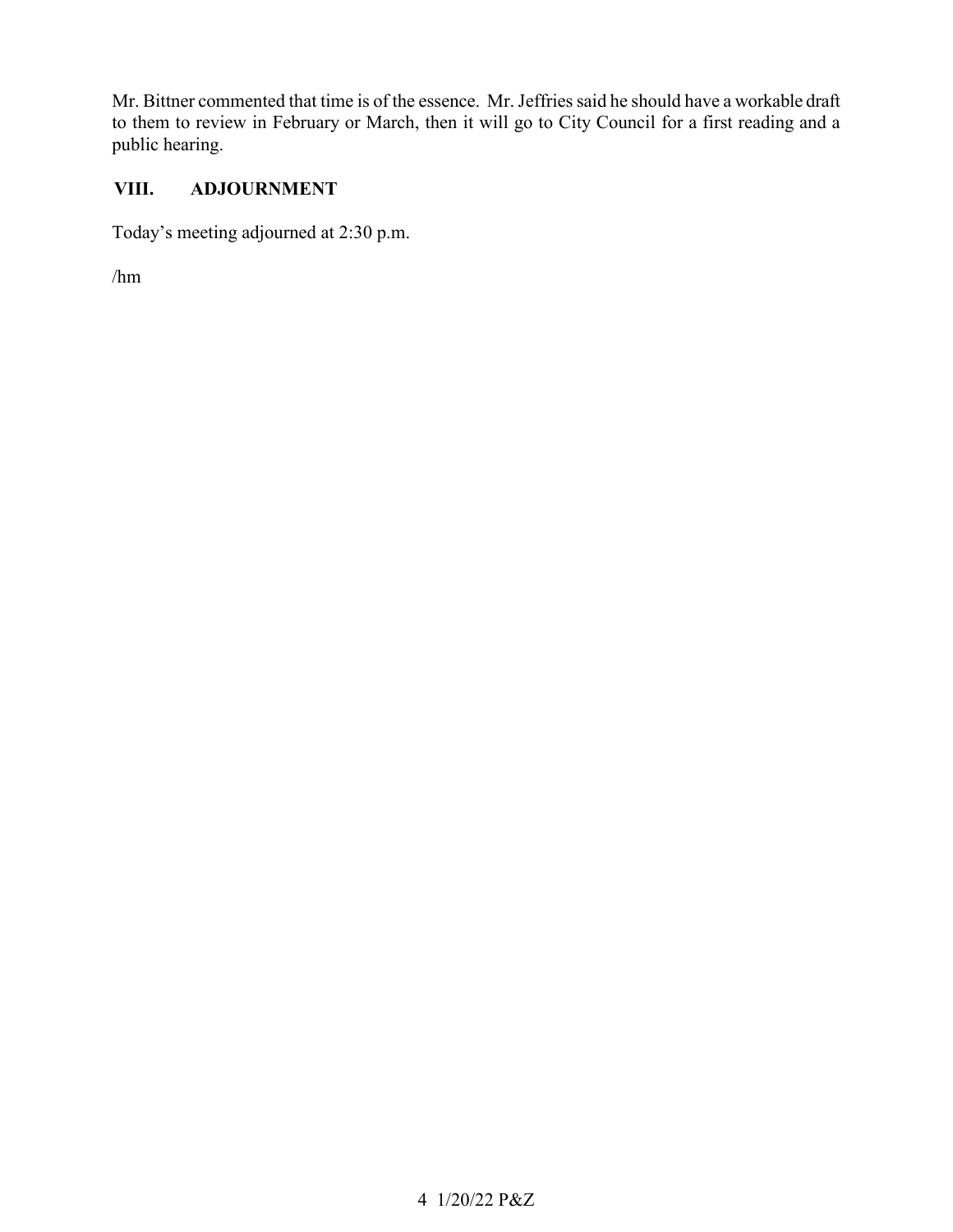Mr. Bittner commented that time is of the essence. Mr. Jeffries said he should have a workable draft to them to review in February or March, then it will go to City Council for a first reading and a public hearing.

## VIII. ADJOURNMENT

Today's meeting adjourned at 2:30 p.m.

/hm